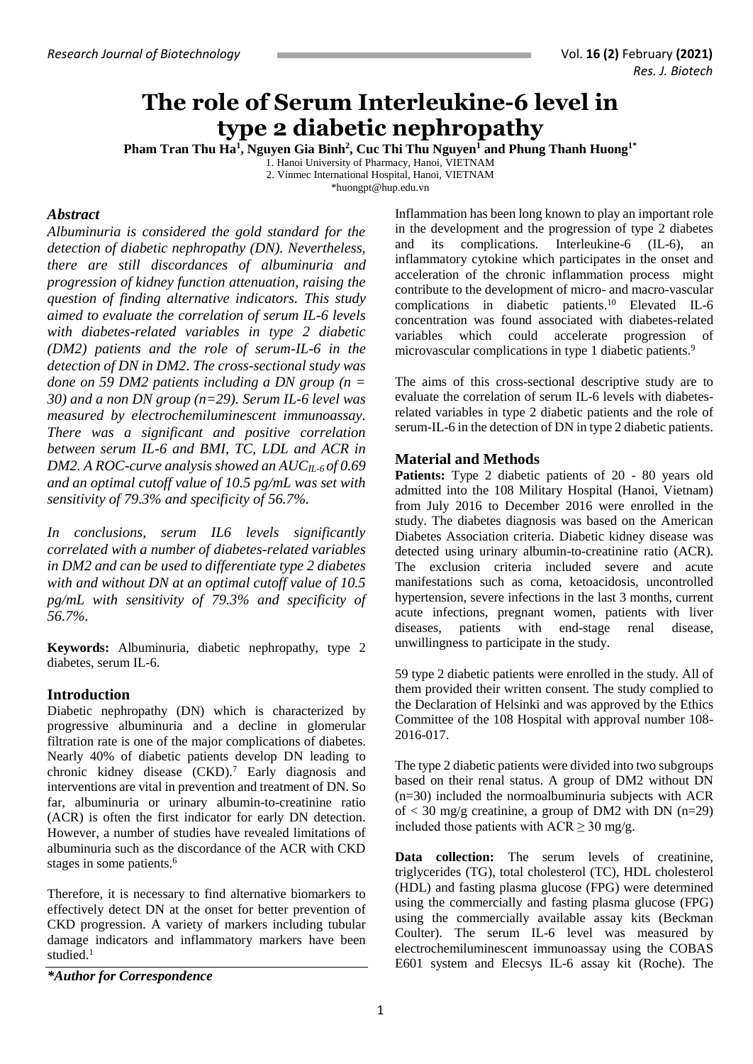# The role of Serum Interleukine-6 level in type 2 diabetic nephropathy

**Pham Tran Thu Ha[1], Nguyen Gia Binh[2], Cuc Thi Thu Nguyen[1] and Phung Thanh Huong[1*]**

1. Hanoi University of Pharmacy, Hanoi, VIETNAM
2. Vinmec International Hospital, Hanoi, VIETNAM
*huongpt@hup.edu.vn

## Abstract

*Albuminuria is considered the gold standard for the detection of diabetic nephropathy (DN). Nevertheless, there are still discordances of albuminuria and progression of kidney function attenuation, raising the question of finding alternative indicators. This study aimed to evaluate the correlation of serum IL-6 levels with diabetes-related variables in type 2 diabetic (DM2) patients and the role of serum-IL-6 in the detection of DN in DM2. The cross-sectional study was done on 59 DM2 patients including a DN group (n = 30) and a non DN group (n=29). Serum IL-6 level was measured by electrochemiluminescent immunoassay. There was a significant and positive correlation between serum IL-6 and BMI, TC, LDL and ACR in DM2. A ROC-curve analysis showed an $AUC_{IL-6}$ of 0.69 and an optimal cutoff value of 10.5 pg/mL was set with sensitivity of 79.3% and specificity of 56.7%.*

*In conclusions, serum IL6 levels significantly correlated with a number of diabetes-related variables in DM2 and can be used to differentiate type 2 diabetes with and without DN at an optimal cutoff value of 10.5 pg/mL with sensitivity of 79.3% and specificity of 56.7%.*

**Keywords:** Albuminuria, diabetic nephropathy, type 2 diabetes, serum IL-6.

## Introduction

Diabetic nephropathy (DN) which is characterized by progressive albuminuria and a decline in glomerular filtration rate is one of the major complications of diabetes. Nearly 40% of diabetic patients develop DN leading to chronic kidney disease (CKD).[7] Early diagnosis and interventions are vital in prevention and treatment of DN. So far, albuminuria or urinary albumin-to-creatinine ratio (ACR) is often the first indicator for early DN detection. However, a number of studies have revealed limitations of albuminuria such as the discordance of the ACR with CKD stages in some patients.[6]

Therefore, it is necessary to find alternative biomarkers to effectively detect DN at the onset for better prevention of CKD progression. A variety of markers including tubular damage indicators and inflammatory markers have been studied.[1]

***Author for Correspondence**

Inflammation has been long known to play an important role in the development and the progression of type 2 diabetes and its complications. Interleukine-6 (IL-6), an inflammatory cytokine which participates in the onset and acceleration of the chronic inflammation process might contribute to the development of micro- and macro-vascular complications in diabetic patients.[10] Elevated IL-6 concentration was found associated with diabetes-related variables which could accelerate progression of microvascular complications in type 1 diabetic patients.[9]

The aims of this cross-sectional descriptive study are to evaluate the correlation of serum IL-6 levels with diabetes-related variables in type 2 diabetic patients and the role of serum-IL-6 in the detection of DN in type 2 diabetic patients.

## Material and Methods

**Patients:** Type 2 diabetic patients of 20 - 80 years old admitted into the 108 Military Hospital (Hanoi, Vietnam) from July 2016 to December 2016 were enrolled in the study. The diabetes diagnosis was based on the American Diabetes Association criteria. Diabetic kidney disease was detected using urinary albumin-to-creatinine ratio (ACR). The exclusion criteria included severe and acute manifestations such as coma, ketoacidosis, uncontrolled hypertension, severe infections in the last 3 months, current acute infections, pregnant women, patients with liver diseases, patients with end-stage renal disease, unwillingness to participate in the study.

59 type 2 diabetic patients were enrolled in the study. All of them provided their written consent. The study complied to the Declaration of Helsinki and was approved by the Ethics Committee of the 108 Hospital with approval number 108-2016-017.

The type 2 diabetic patients were divided into two subgroups based on their renal status. A group of DM2 without DN (n=30) included the normoalbuminuria subjects with ACR of < 30 mg/g creatinine, a group of DM2 with DN (n=29) included those patients with ACR ≥ 30 mg/g.

**Data collection:** The serum levels of creatinine, triglycerides (TG), total cholesterol (TC), HDL cholesterol (HDL) and fasting plasma glucose (FPG) were determined using the commercially and fasting plasma glucose (FPG) using the commercially available assay kits (Beckman Coulter). The serum IL-6 level was measured by electrochemiluminescent immunoassay using the COBAS E601 system and Elecsys IL-6 assay kit (Roche). The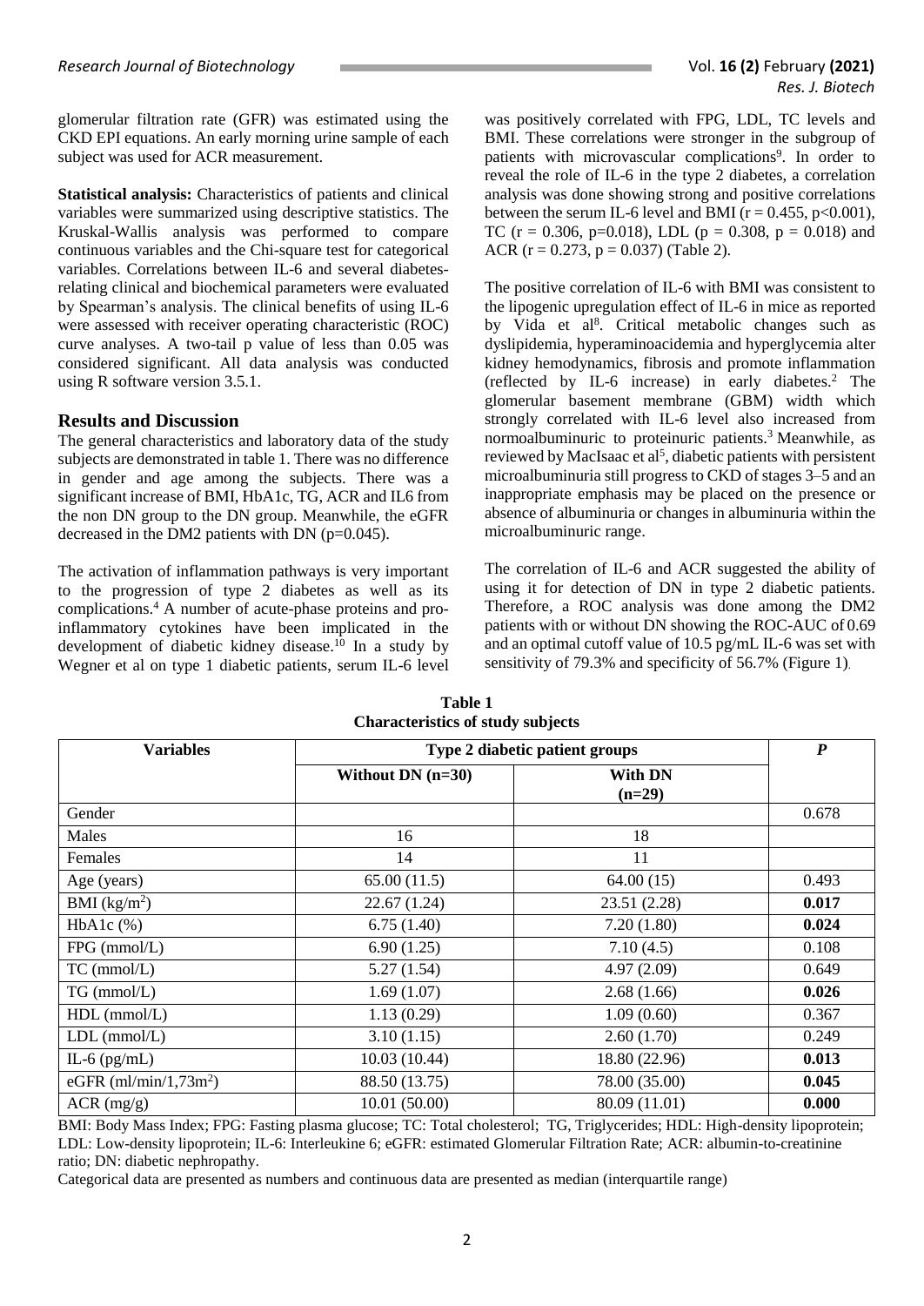glomerular filtration rate (GFR) was estimated using the CKD EPI equations. An early morning urine sample of each subject was used for ACR measurement.

**Statistical analysis:** Characteristics of patients and clinical variables were summarized using descriptive statistics. The Kruskal-Wallis analysis was performed to compare continuous variables and the Chi-square test for categorical variables. Correlations between IL-6 and several diabetes-relating clinical and biochemical parameters were evaluated by Spearman's analysis. The clinical benefits of using IL-6 were assessed with receiver operating characteristic (ROC) curve analyses. A two-tail p value of less than 0.05 was considered significant. All data analysis was conducted using R software version 3.5.1.

## Results and Discussion

The general characteristics and laboratory data of the study subjects are demonstrated in table 1. There was no difference in gender and age among the subjects. There was a significant increase of BMI, HbA1c, TG, ACR and IL6 from the non DN group to the DN group. Meanwhile, the eGFR decreased in the DM2 patients with DN (p=0.045).

The activation of inflammation pathways is very important to the progression of type 2 diabetes as well as its complications.[4] A number of acute-phase proteins and pro-inflammatory cytokines have been implicated in the development of diabetic kidney disease.[10] In a study by Wegner et al on type 1 diabetic patients, serum IL-6 level was positively correlated with FPG, LDL, TC levels and BMI. These correlations were stronger in the subgroup of patients with microvascular complications[9]. In order to reveal the role of IL-6 in the type 2 diabetes, a correlation analysis was done showing strong and positive correlations between the serum IL-6 level and BMI ($r = 0.455$, $p<0.001$), TC ($r = 0.306$, $p=0.018$), LDL ($p = 0.308$, $p = 0.018$) and ACR ($r = 0.273$, $p = 0.037$) (Table 2).

The positive correlation of IL-6 with BMI was consistent to the lipogenic upregulation effect of IL-6 in mice as reported by Vida et al[8]. Critical metabolic changes such as dyslipidemia, hyperaminoacidemia and hyperglycemia alter kidney hemodynamics, fibrosis and promote inflammation (reflected by IL-6 increase) in early diabetes.[2] The glomerular basement membrane (GBM) width which strongly correlated with IL-6 level also increased from normoalbuminuric to proteinuric patients.[3] Meanwhile, as reviewed by MacIsaac et al[5], diabetic patients with persistent microalbuminuria still progress to CKD of stages 3–5 and an inappropriate emphasis may be placed on the presence or absence of albuminuria or changes in albuminuria within the microalbuminuric range.

The correlation of IL-6 and ACR suggested the ability of using it for detection of DN in type 2 diabetic patients. Therefore, a ROC analysis was done among the DM2 patients with or without DN showing the ROC-AUC of 0.69 and an optimal cutoff value of 10.5 pg/mL IL-6 was set with sensitivity of 79.3% and specificity of 56.7% (Figure 1).

**Table 1**
**Characteristics of study subjects**

| Variables | Type 2 diabetic patient groups | | *P* |
|---|---|---|---|
| | Without DN (n=30) | With DN (n=29) | |
| Gender | | | 0.678 |
| Males | 16 | 18 | |
| Females | 14 | 11 | |
| Age (years) | 65.00 (11.5) | 64.00 (15) | 0.493 |
| BMI (kg/m$^2$) | 22.67 (1.24) | 23.51 (2.28) | **0.017** |
| HbA1c (%) | 6.75 (1.40) | 7.20 (1.80) | **0.024** |
| FPG (mmol/L) | 6.90 (1.25) | 7.10 (4.5) | 0.108 |
| TC (mmol/L) | 5.27 (1.54) | 4.97 (2.09) | 0.649 |
| TG (mmol/L) | 1.69 (1.07) | 2.68 (1.66) | **0.026** |
| HDL (mmol/L) | 1.13 (0.29) | 1.09 (0.60) | 0.367 |
| LDL (mmol/L) | 3.10 (1.15) | 2.60 (1.70) | 0.249 |
| IL-6 (pg/mL) | 10.03 (10.44) | 18.80 (22.96) | **0.013** |
| eGFR (ml/min/1,73m$^2$) | 88.50 (13.75) | 78.00 (35.00) | **0.045** |
| ACR (mg/g) | 10.01 (50.00) | 80.09 (11.01) | **0.000** |

BMI: Body Mass Index; FPG: Fasting plasma glucose; TC: Total cholesterol; TG, Triglycerides; HDL: High-density lipoprotein; LDL: Low-density lipoprotein; IL-6: Interleukine 6; eGFR: estimated Glomerular Filtration Rate; ACR: albumin-to-creatinine ratio; DN: diabetic nephropathy.

Categorical data are presented as numbers and continuous data are presented as median (interquartile range)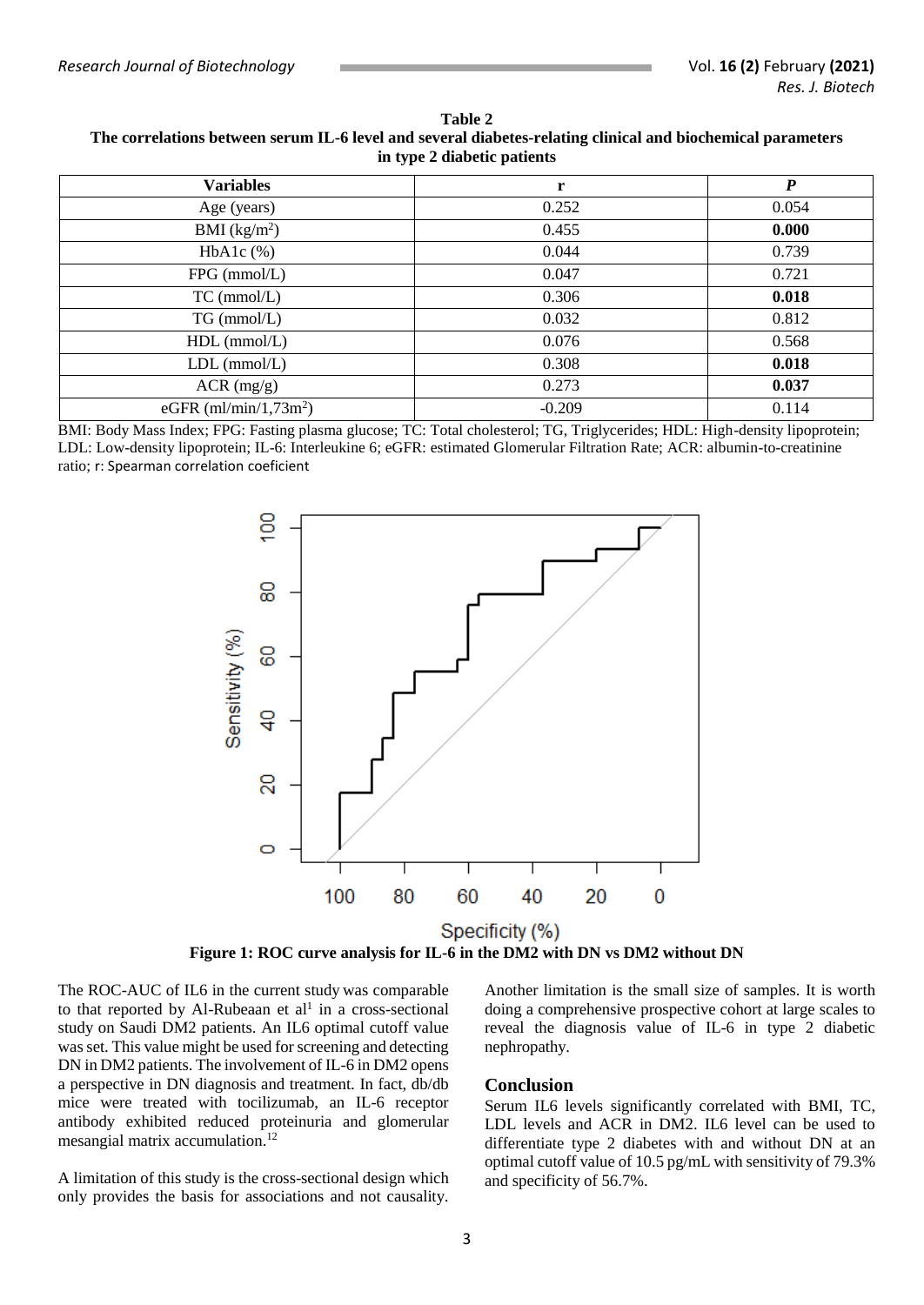**Table 2**
**The correlations between serum IL-6 level and several diabetes-relating clinical and biochemical parameters in type 2 diabetic patients**

| Variables | r | *P* |
|---|---|---|
| Age (years) | 0.252 | 0.054 |
| BMI ($kg/m^2$) | 0.455 | **0.000** |
| HbA1c (%) | 0.044 | 0.739 |
| FPG (mmol/L) | 0.047 | 0.721 |
| TC (mmol/L) | 0.306 | **0.018** |
| TG (mmol/L) | 0.032 | 0.812 |
| HDL (mmol/L) | 0.076 | 0.568 |
| LDL (mmol/L) | 0.308 | **0.018** |
| ACR (mg/g) | 0.273 | **0.037** |
| eGFR ($ml/min/1,73m^2$) | -0.209 | 0.114 |

BMI: Body Mass Index; FPG: Fasting plasma glucose; TC: Total cholesterol; TG, Triglycerides; HDL: High-density lipoprotein; LDL: Low-density lipoprotein; IL-6: Interleukine 6; eGFR: estimated Glomerular Filtration Rate; ACR: albumin-to-creatinine ratio; r: Spearman correlation coeficient

**Figure 1: ROC curve analysis for IL-6 in the DM2 with DN vs DM2 without DN**

The ROC-AUC of IL6 in the current study was comparable to that reported by Al-Rubeaan et al[1] in a cross-sectional study on Saudi DM2 patients. An IL6 optimal cutoff value was set. This value might be used for screening and detecting DN in DM2 patients. The involvement of IL-6 in DM2 opens a perspective in DN diagnosis and treatment. In fact, db/db mice were treated with tocilizumab, an IL-6 receptor antibody exhibited reduced proteinuria and glomerular mesangial matrix accumulation.[12]

A limitation of this study is the cross-sectional design which only provides the basis for associations and not causality. Another limitation is the small size of samples. It is worth doing a comprehensive prospective cohort at large scales to reveal the diagnosis value of IL-6 in type 2 diabetic nephropathy.

## Conclusion

Serum IL6 levels significantly correlated with BMI, TC, LDL levels and ACR in DM2. IL6 level can be used to differentiate type 2 diabetes with and without DN at an optimal cutoff value of 10.5 pg/mL with sensitivity of 79.3% and specificity of 56.7%.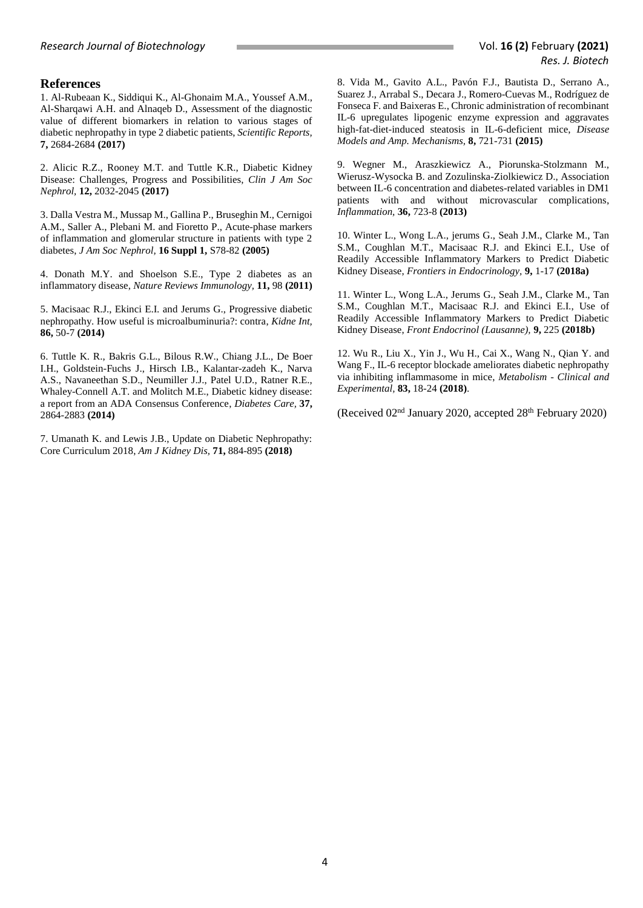## References

1. Al-Rubeaan K., Siddiqui K., Al-Ghonaim M.A., Youssef A.M., Al-Sharqawi A.H. and Alnaqeb D., Assessment of the diagnostic value of different biomarkers in relation to various stages of diabetic nephropathy in type 2 diabetic patients, *Scientific Reports*, **7,** 2684-2684 **(2017)**

2. Alicic R.Z., Rooney M.T. and Tuttle K.R., Diabetic Kidney Disease: Challenges, Progress and Possibilities, *Clin J Am Soc Nephrol*, **12,** 2032-2045 **(2017)**

3. Dalla Vestra M., Mussap M., Gallina P., Bruseghin M., Cernigoi A.M., Saller A., Plebani M. and Fioretto P., Acute-phase markers of inflammation and glomerular structure in patients with type 2 diabetes, *J Am Soc Nephrol*, **16 Suppl 1,** S78-82 **(2005)**

4. Donath M.Y. and Shoelson S.E., Type 2 diabetes as an inflammatory disease, *Nature Reviews Immunology*, **11,** 98 **(2011)**

5. Macisaac R.J., Ekinci E.I. and Jerums G., Progressive diabetic nephropathy. How useful is microalbuminuria?: contra, *Kidne Int*, **86,** 50-7 **(2014)**

6. Tuttle K. R., Bakris G.L., Bilous R.W., Chiang J.L., De Boer I.H., Goldstein-Fuchs J., Hirsch I.B., Kalantar-zadeh K., Narva A.S., Navaneethan S.D., Neumiller J.J., Patel U.D., Ratner R.E., Whaley-Connell A.T. and Molitch M.E., Diabetic kidney disease: a report from an ADA Consensus Conference, *Diabetes Care*, **37,** 2864-2883 **(2014)**

7. Umanath K. and Lewis J.B., Update on Diabetic Nephropathy: Core Curriculum 2018, *Am J Kidney Dis*, **71,** 884-895 **(2018)**

8. Vida M., Gavito A.L., Pavón F.J., Bautista D., Serrano A., Suarez J., Arrabal S., Decara J., Romero-Cuevas M., Rodríguez de Fonseca F. and Baixeras E., Chronic administration of recombinant IL-6 upregulates lipogenic enzyme expression and aggravates high-fat-diet-induced steatosis in IL-6-deficient mice, *Disease Models and Amp. Mechanisms*, **8,** 721-731 **(2015)**

9. Wegner M., Araszkiewicz A., Piorunska-Stolzmann M., Wierusz-Wysocka B. and Zozulinska-Ziolkiewicz D., Association between IL-6 concentration and diabetes-related variables in DM1 patients with and without microvascular complications, *Inflammation*, **36,** 723-8 **(2013)**

10. Winter L., Wong L.A., jerums G., Seah J.M., Clarke M., Tan S.M., Coughlan M.T., Macisaac R.J. and Ekinci E.I., Use of Readily Accessible Inflammatory Markers to Predict Diabetic Kidney Disease, *Frontiers in Endocrinology*, **9,** 1-17 **(2018a)**

11. Winter L., Wong L.A., Jerums G., Seah J.M., Clarke M., Tan S.M., Coughlan M.T., Macisaac R.J. and Ekinci E.I., Use of Readily Accessible Inflammatory Markers to Predict Diabetic Kidney Disease, *Front Endocrinol (Lausanne)*, **9,** 225 **(2018b)**

12. Wu R., Liu X., Yin J., Wu H., Cai X., Wang N., Qian Y. and Wang F., IL-6 receptor blockade ameliorates diabetic nephropathy via inhibiting inflammasome in mice, *Metabolism - Clinical and Experimental*, **83,** 18-24 **(2018)**.

(Received 02nd January 2020, accepted 28th February 2020)